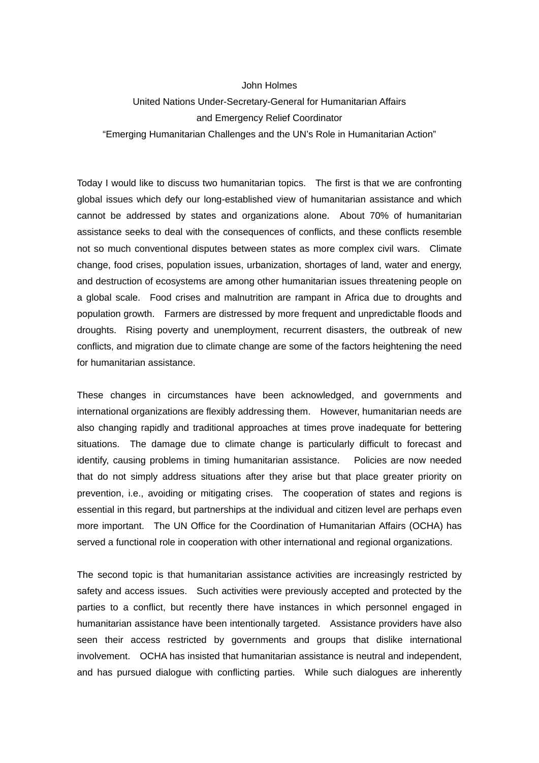John Holmes

United Nations Under-Secretary-General for Humanitarian Affairs

and Emergency Relief Coordinator

"Emerging Humanitarian Challenges and the UN's Role in Humanitarian Action"

Today I would like to discuss two humanitarian topics. The first is that we are confronting global issues which defy our long-established view of humanitarian assistance and which cannot be addressed by states and organizations alone. About 70% of humanitarian assistance seeks to deal with the consequences of conflicts, and these conflicts resemble not so much conventional disputes between states as more complex civil wars. Climate change, food crises, population issues, urbanization, shortages of land, water and energy, and destruction of ecosystems are among other humanitarian issues threatening people on a global scale. Food crises and malnutrition are rampant in Africa due to droughts and population growth. Farmers are distressed by more frequent and unpredictable floods and droughts. Rising poverty and unemployment, recurrent disasters, the outbreak of new conflicts, and migration due to climate change are some of the factors heightening the need for humanitarian assistance.

These changes in circumstances have been acknowledged, and governments and international organizations are flexibly addressing them. However, humanitarian needs are also changing rapidly and traditional approaches at times prove inadequate for bettering situations. The damage due to climate change is particularly difficult to forecast and identify, causing problems in timing humanitarian assistance. Policies are now needed that do not simply address situations after they arise but that place greater priority on prevention, i.e., avoiding or mitigating crises. The cooperation of states and regions is essential in this regard, but partnerships at the individual and citizen level are perhaps even more important. The UN Office for the Coordination of Humanitarian Affairs (OCHA) has served a functional role in cooperation with other international and regional organizations.

The second topic is that humanitarian assistance activities are increasingly restricted by safety and access issues. Such activities were previously accepted and protected by the parties to a conflict, but recently there have instances in which personnel engaged in humanitarian assistance have been intentionally targeted. Assistance providers have also seen their access restricted by governments and groups that dislike international involvement. OCHA has insisted that humanitarian assistance is neutral and independent, and has pursued dialogue with conflicting parties. While such dialogues are inherently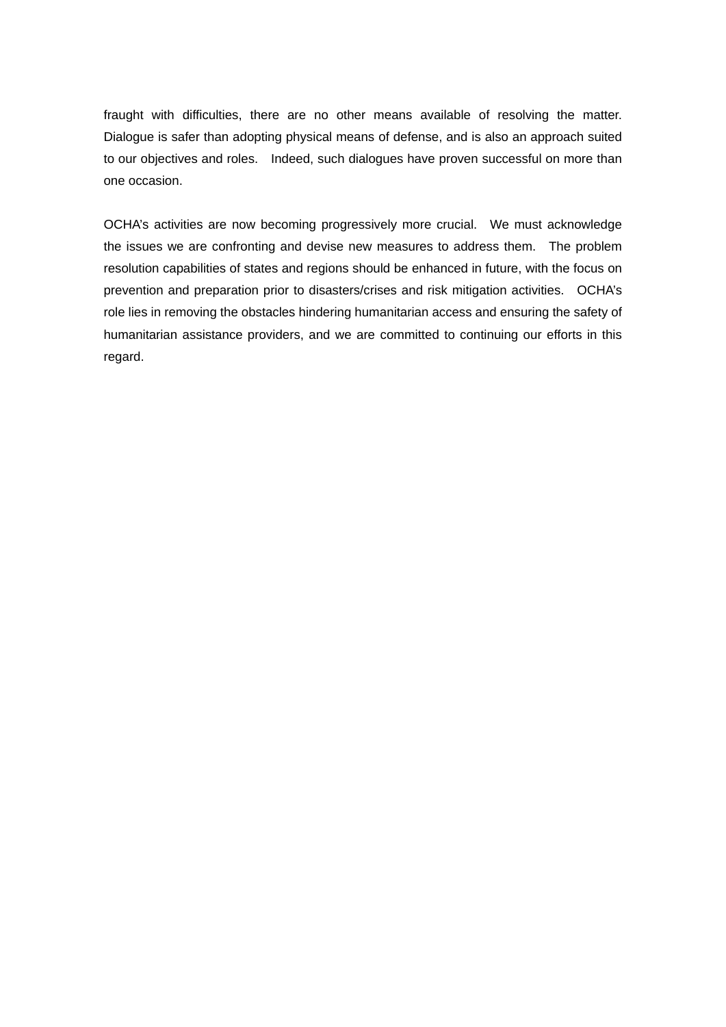fraught with difficulties, there are no other means available of resolving the matter. Dialogue is safer than adopting physical means of defense, and is also an approach suited to our objectives and roles. Indeed, such dialogues have proven successful on more than one occasion.

OCHA's activities are now becoming progressively more crucial. We must acknowledge the issues we are confronting and devise new measures to address them. The problem resolution capabilities of states and regions should be enhanced in future, with the focus on prevention and preparation prior to disasters/crises and risk mitigation activities. OCHA's role lies in removing the obstacles hindering humanitarian access and ensuring the safety of humanitarian assistance providers, and we are committed to continuing our efforts in this regard.